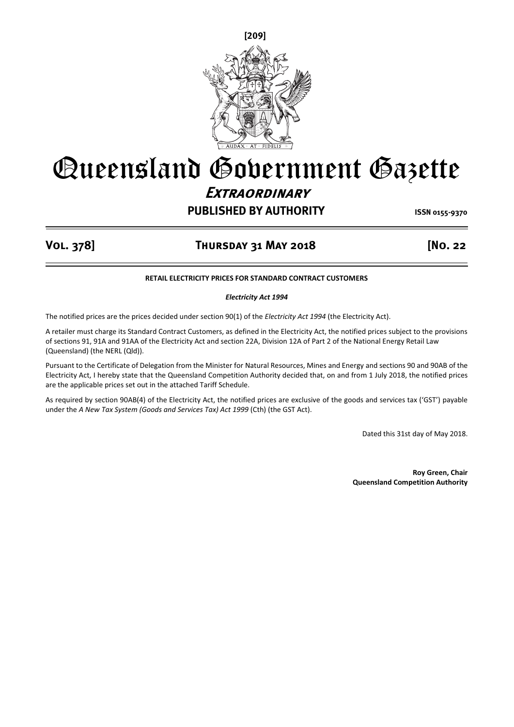[209]

# Queensland Government Gazette

## *Extraordinary*

**PUBLISHED BY AUTHORITY** ISSN 0155-9370

**Vol. 378] Thursday 31 May 2018 [No. 22**

**RETAIL ELECTRICITY PRICES FOR STANDARD CONTRACT CUSTOMERS**

***Electricity Act 1994***

The notified prices are the prices decided under section 90(1) of the *Electricity Act 1994* (the Electricity Act).

A retailer must charge its Standard Contract Customers, as defined in the Electricity Act, the notified prices subject to the provisions of sections 91, 91A and 91AA of the Electricity Act and section 22A, Division 12A of Part 2 of the National Energy Retail Law (Queensland) (the NERL (Qld)).

Pursuant to the Certificate of Delegation from the Minister for Natural Resources, Mines and Energy and sections 90 and 90AB of the Electricity Act, I hereby state that the Queensland Competition Authority decided that, on and from 1 July 2018, the notified prices are the applicable prices set out in the attached Tariff Schedule.

As required by section 90AB(4) of the Electricity Act, the notified prices are exclusive of the goods and services tax ('GST') payable under the *A New Tax System (Goods and Services Tax) Act 1999* (Cth) (the GST Act).

Dated this 31st day of May 2018.

**Roy Green, Chair**
**Queensland Competition Authority**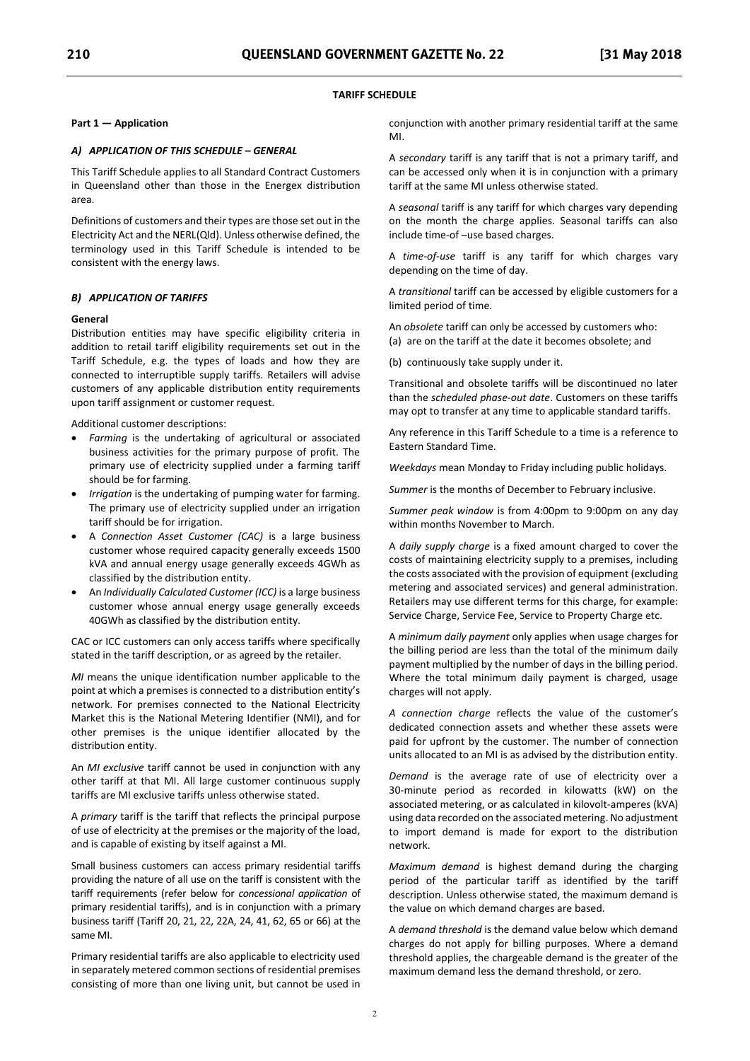**TARIFF SCHEDULE**

**Part 1 — Application**

### *A) APPLICATION OF THIS SCHEDULE – GENERAL*

This Tariff Schedule applies to all Standard Contract Customers in Queensland other than those in the Energex distribution area.

Definitions of customers and their types are those set out in the Electricity Act and the NERL(Qld). Unless otherwise defined, the terminology used in this Tariff Schedule is intended to be consistent with the energy laws.

### *B) APPLICATION OF TARIFFS*

**General**

Distribution entities may have specific eligibility criteria in addition to retail tariff eligibility requirements set out in the Tariff Schedule, e.g. the types of loads and how they are connected to interruptible supply tariffs. Retailers will advise customers of any applicable distribution entity requirements upon tariff assignment or customer request.

Additional customer descriptions:

- *Farming* is the undertaking of agricultural or associated business activities for the primary purpose of profit. The primary use of electricity supplied under a farming tariff should be for farming.
- *Irrigation* is the undertaking of pumping water for farming. The primary use of electricity supplied under an irrigation tariff should be for irrigation.
- A *Connection Asset Customer (CAC)* is a large business customer whose required capacity generally exceeds 1500 kVA and annual energy usage generally exceeds 4GWh as classified by the distribution entity.
- An *Individually Calculated Customer (ICC)* is a large business customer whose annual energy usage generally exceeds 40GWh as classified by the distribution entity.

CAC or ICC customers can only access tariffs where specifically stated in the tariff description, or as agreed by the retailer.

*MI* means the unique identification number applicable to the point at which a premises is connected to a distribution entity's network. For premises connected to the National Electricity Market this is the National Metering Identifier (NMI), and for other premises is the unique identifier allocated by the distribution entity.

An *MI exclusive* tariff cannot be used in conjunction with any other tariff at that MI. All large customer continuous supply tariffs are MI exclusive tariffs unless otherwise stated.

A *primary* tariff is the tariff that reflects the principal purpose of use of electricity at the premises or the majority of the load, and is capable of existing by itself against a MI.

Small business customers can access primary residential tariffs providing the nature of all use on the tariff is consistent with the tariff requirements (refer below for *concessional application* of primary residential tariffs), and is in conjunction with a primary business tariff (Tariff 20, 21, 22, 22A, 24, 41, 62, 65 or 66) at the same MI.

Primary residential tariffs are also applicable to electricity used in separately metered common sections of residential premises consisting of more than one living unit, but cannot be used in conjunction with another primary residential tariff at the same MI.

A *secondary* tariff is any tariff that is not a primary tariff, and can be accessed only when it is in conjunction with a primary tariff at the same MI unless otherwise stated.

A *seasonal* tariff is any tariff for which charges vary depending on the month the charge applies. Seasonal tariffs can also include time-of –use based charges.

A *time-of-use* tariff is any tariff for which charges vary depending on the time of day.

A *transitional* tariff can be accessed by eligible customers for a limited period of time.

An *obsolete* tariff can only be accessed by customers who:
(a) are on the tariff at the date it becomes obsolete; and

(b) continuously take supply under it.

Transitional and obsolete tariffs will be discontinued no later than the *scheduled phase-out date*. Customers on these tariffs may opt to transfer at any time to applicable standard tariffs.

Any reference in this Tariff Schedule to a time is a reference to Eastern Standard Time.

*Weekdays* mean Monday to Friday including public holidays.

*Summer* is the months of December to February inclusive.

*Summer peak window* is from 4:00pm to 9:00pm on any day within months November to March.

A *daily supply charge* is a fixed amount charged to cover the costs of maintaining electricity supply to a premises, including the costs associated with the provision of equipment (excluding metering and associated services) and general administration. Retailers may use different terms for this charge, for example: Service Charge, Service Fee, Service to Property Charge etc.

A *minimum daily payment* only applies when usage charges for the billing period are less than the total of the minimum daily payment multiplied by the number of days in the billing period. Where the total minimum daily payment is charged, usage charges will not apply.

*A connection charge* reflects the value of the customer's dedicated connection assets and whether these assets were paid for upfront by the customer. The number of connection units allocated to an MI is as advised by the distribution entity.

*Demand* is the average rate of use of electricity over a 30-minute period as recorded in kilowatts (kW) on the associated metering, or as calculated in kilovolt-amperes (kVA) using data recorded on the associated metering. No adjustment to import demand is made for export to the distribution network.

*Maximum demand* is highest demand during the charging period of the particular tariff as identified by the tariff description. Unless otherwise stated, the maximum demand is the value on which demand charges are based.

A *demand threshold* is the demand value below which demand charges do not apply for billing purposes. Where a demand threshold applies, the chargeable demand is the greater of the maximum demand less the demand threshold, or zero.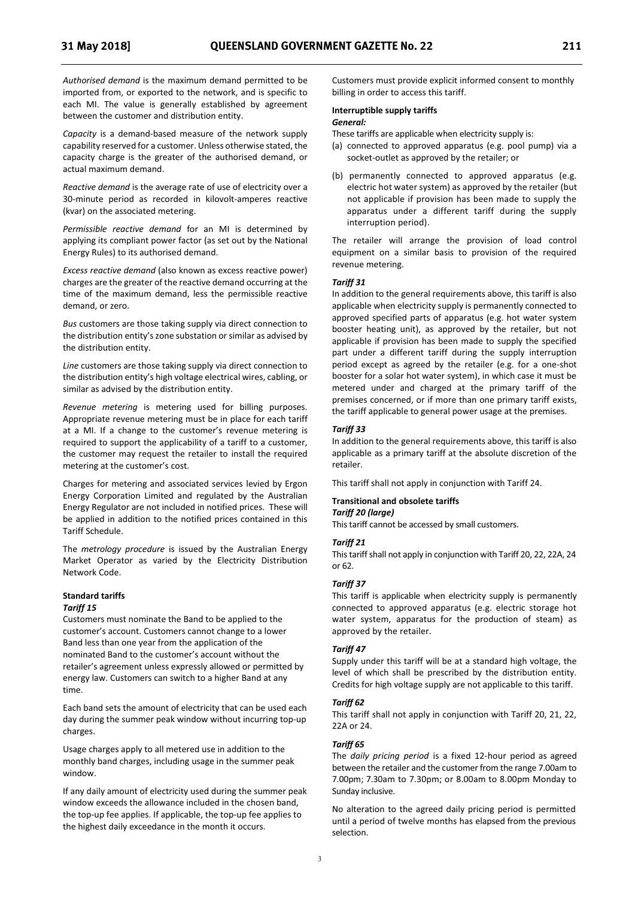*Authorised demand* is the maximum demand permitted to be imported from, or exported to the network, and is specific to each MI. The value is generally established by agreement between the customer and distribution entity.

*Capacity* is a demand-based measure of the network supply capability reserved for a customer. Unless otherwise stated, the capacity charge is the greater of the authorised demand, or actual maximum demand.

*Reactive demand* is the average rate of use of electricity over a 30-minute period as recorded in kilovolt-amperes reactive (kvar) on the associated metering.

*Permissible reactive demand* for an MI is determined by applying its compliant power factor (as set out by the National Energy Rules) to its authorised demand.

*Excess reactive demand* (also known as excess reactive power) charges are the greater of the reactive demand occurring at the time of the maximum demand, less the permissible reactive demand, or zero.

*Bus* customers are those taking supply via direct connection to the distribution entity's zone substation or similar as advised by the distribution entity.

*Line* customers are those taking supply via direct connection to the distribution entity's high voltage electrical wires, cabling, or similar as advised by the distribution entity.

*Revenue metering* is metering used for billing purposes. Appropriate revenue metering must be in place for each tariff at a MI. If a change to the customer's revenue metering is required to support the applicability of a tariff to a customer, the customer may request the retailer to install the required metering at the customer's cost.

Charges for metering and associated services levied by Ergon Energy Corporation Limited and regulated by the Australian Energy Regulator are not included in notified prices. These will be applied in addition to the notified prices contained in this Tariff Schedule.

The *metrology procedure* is issued by the Australian Energy Market Operator as varied by the Electricity Distribution Network Code.

**Standard tariffs**

***Tariff 15***

Customers must nominate the Band to be applied to the customer's account. Customers cannot change to a lower Band less than one year from the application of the nominated Band to the customer's account without the retailer's agreement unless expressly allowed or permitted by energy law. Customers can switch to a higher Band at any time.

Each band sets the amount of electricity that can be used each day during the summer peak window without incurring top-up charges.

Usage charges apply to all metered use in addition to the monthly band charges, including usage in the summer peak window.

If any daily amount of electricity used during the summer peak window exceeds the allowance included in the chosen band, the top-up fee applies. If applicable, the top-up fee applies to the highest daily exceedance in the month it occurs.

Customers must provide explicit informed consent to monthly billing in order to access this tariff.

**Interruptible supply tariffs**

***General:***

These tariffs are applicable when electricity supply is:

(a) connected to approved apparatus (e.g. pool pump) via a socket-outlet as approved by the retailer; or

(b) permanently connected to approved apparatus (e.g. electric hot water system) as approved by the retailer (but not applicable if provision has been made to supply the apparatus under a different tariff during the supply interruption period).

The retailer will arrange the provision of load control equipment on a similar basis to provision of the required revenue metering.

***Tariff 31***

In addition to the general requirements above, this tariff is also applicable when electricity supply is permanently connected to approved specified parts of apparatus (e.g. hot water system booster heating unit), as approved by the retailer, but not applicable if provision has been made to supply the specified part under a different tariff during the supply interruption period except as agreed by the retailer (e.g. for a one-shot booster for a solar hot water system), in which case it must be metered under and charged at the primary tariff of the premises concerned, or if more than one primary tariff exists, the tariff applicable to general power usage at the premises.

***Tariff 33***

In addition to the general requirements above, this tariff is also applicable as a primary tariff at the absolute discretion of the retailer.

This tariff shall not apply in conjunction with Tariff 24.

**Transitional and obsolete tariffs**

***Tariff 20 (large)***

This tariff cannot be accessed by small customers.

***Tariff 21***

This tariff shall not apply in conjunction with Tariff 20, 22, 22A, 24 or 62.

***Tariff 37***

This tariff is applicable when electricity supply is permanently connected to approved apparatus (e.g. electric storage hot water system, apparatus for the production of steam) as approved by the retailer.

***Tariff 47***

Supply under this tariff will be at a standard high voltage, the level of which shall be prescribed by the distribution entity. Credits for high voltage supply are not applicable to this tariff.

***Tariff 62***

This tariff shall not apply in conjunction with Tariff 20, 21, 22, 22A or 24.

***Tariff 65***

The *daily pricing period* is a fixed 12-hour period as agreed between the retailer and the customer from the range 7.00am to 7.00pm; 7.30am to 7.30pm; or 8.00am to 8.00pm Monday to Sunday inclusive.

No alteration to the agreed daily pricing period is permitted until a period of twelve months has elapsed from the previous selection.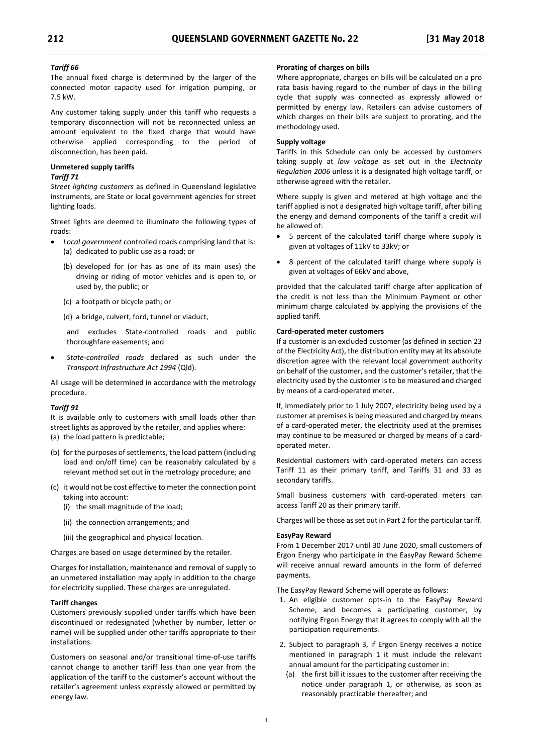*Tariff 66*

The annual fixed charge is determined by the larger of the connected motor capacity used for irrigation pumping, or 7.5 kW.

Any customer taking supply under this tariff who requests a temporary disconnection will not be reconnected unless an amount equivalent to the fixed charge that would have otherwise applied corresponding to the period of disconnection, has been paid.

**Unmetered supply tariffs**

*Tariff 71*

*Street lighting customers* as defined in Queensland legislative instruments, are State or local government agencies for street lighting loads.

Street lights are deemed to illuminate the following types of roads:

- *Local government* controlled roads comprising land that is:
  - (a) dedicated to public use as a road; or
  - (b) developed for (or has as one of its main uses) the driving or riding of motor vehicles and is open to, or used by, the public; or
  - (c) a footpath or bicycle path; or
  - (d) a bridge, culvert, ford, tunnel or viaduct,

  and excludes State-controlled roads and public thoroughfare easements; and
- *State-controlled roads* declared as such under the *Transport Infrastructure Act 1994* (Qld).

All usage will be determined in accordance with the metrology procedure.

*Tariff 91*

It is available only to customers with small loads other than street lights as approved by the retailer, and applies where:

(a) the load pattern is predictable;

(b) for the purposes of settlements, the load pattern (including load and on/off time) can be reasonably calculated by a relevant method set out in the metrology procedure; and

(c) it would not be cost effective to meter the connection point taking into account:
   - (i) the small magnitude of the load;
   - (ii) the connection arrangements; and
   - (iii) the geographical and physical location.

Charges are based on usage determined by the retailer.

Charges for installation, maintenance and removal of supply to an unmetered installation may apply in addition to the charge for electricity supplied. These charges are unregulated.

**Tariff changes**

Customers previously supplied under tariffs which have been discontinued or redesignated (whether by number, letter or name) will be supplied under other tariffs appropriate to their installations.

Customers on seasonal and/or transitional time-of-use tariffs cannot change to another tariff less than one year from the application of the tariff to the customer's account without the retailer's agreement unless expressly allowed or permitted by energy law.

**Prorating of charges on bills**

Where appropriate, charges on bills will be calculated on a pro rata basis having regard to the number of days in the billing cycle that supply was connected as expressly allowed or permitted by energy law. Retailers can advise customers of which charges on their bills are subject to prorating, and the methodology used.

**Supply voltage**

Tariffs in this Schedule can only be accessed by customers taking supply at *low voltage* as set out in the *Electricity Regulation 2006* unless it is a designated high voltage tariff, or otherwise agreed with the retailer.

Where supply is given and metered at high voltage and the tariff applied is not a designated high voltage tariff, after billing the energy and demand components of the tariff a credit will be allowed of:

- 5 percent of the calculated tariff charge where supply is given at voltages of 11kV to 33kV; or
- 8 percent of the calculated tariff charge where supply is given at voltages of 66kV and above,

provided that the calculated tariff charge after application of the credit is not less than the Minimum Payment or other minimum charge calculated by applying the provisions of the applied tariff.

**Card-operated meter customers**

If a customer is an excluded customer (as defined in section 23 of the Electricity Act), the distribution entity may at its absolute discretion agree with the relevant local government authority on behalf of the customer, and the customer's retailer, that the electricity used by the customer is to be measured and charged by means of a card-operated meter.

If, immediately prior to 1 July 2007, electricity being used by a customer at premises is being measured and charged by means of a card-operated meter, the electricity used at the premises may continue to be measured or charged by means of a card-operated meter.

Residential customers with card-operated meters can access Tariff 11 as their primary tariff, and Tariffs 31 and 33 as secondary tariffs.

Small business customers with card-operated meters can access Tariff 20 as their primary tariff.

Charges will be those as set out in Part 2 for the particular tariff.

**EasyPay Reward**

From 1 December 2017 until 30 June 2020, small customers of Ergon Energy who participate in the EasyPay Reward Scheme will receive annual reward amounts in the form of deferred payments.

The EasyPay Reward Scheme will operate as follows:

1. An eligible customer opts-in to the EasyPay Reward Scheme, and becomes a participating customer, by notifying Ergon Energy that it agrees to comply with all the participation requirements.
2. Subject to paragraph 3, if Ergon Energy receives a notice mentioned in paragraph 1 it must include the relevant annual amount for the participating customer in:
   - (a) the first bill it issues to the customer after receiving the notice under paragraph 1, or otherwise, as soon as reasonably practicable thereafter; and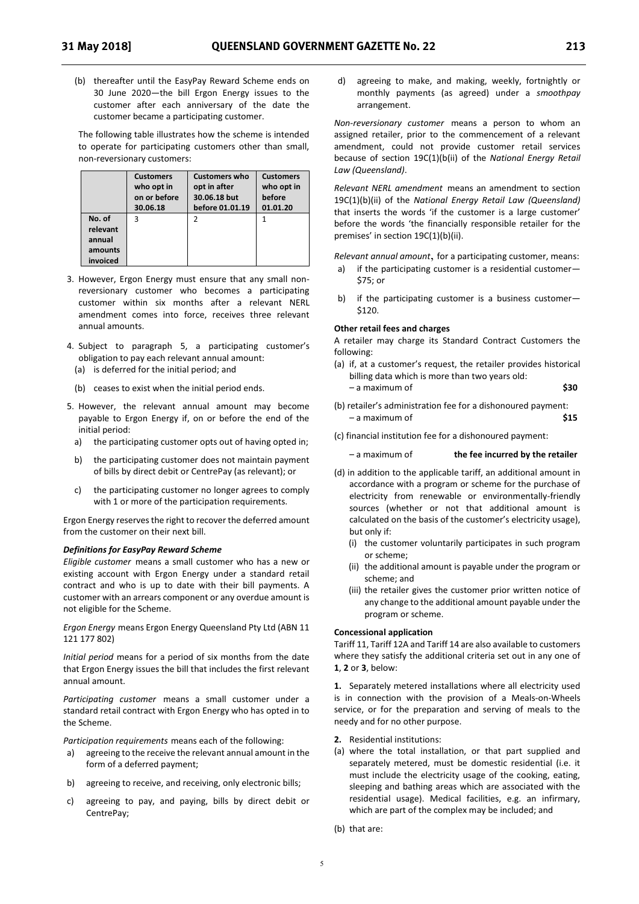(b) thereafter until the EasyPay Reward Scheme ends on 30 June 2020—the bill Ergon Energy issues to the customer after each anniversary of the date the customer became a participating customer.

The following table illustrates how the scheme is intended to operate for participating customers other than small, non-reversionary customers:

| | Customers who opt in on or before 30.06.18 | Customers who opt in after 30.06.18 but before 01.01.19 | Customers who opt in before 01.01.20 |
|---|---|---|---|
| No. of relevant annual amounts invoiced | 3 | 2 | 1 |

3. However, Ergon Energy must ensure that any small non-reversionary customer who becomes a participating customer within six months after a relevant NERL amendment comes into force, receives three relevant annual amounts.

4. Subject to paragraph 5, a participating customer's obligation to pay each relevant annual amount:
   (a) is deferred for the initial period; and
   (b) ceases to exist when the initial period ends.

5. However, the relevant annual amount may become payable to Ergon Energy if, on or before the end of the initial period:
   a) the participating customer opts out of having opted in;
   b) the participating customer does not maintain payment of bills by direct debit or CentrePay (as relevant); or
   c) the participating customer no longer agrees to comply with 1 or more of the participation requirements.

Ergon Energy reserves the right to recover the deferred amount from the customer on their next bill.

***Definitions for EasyPay Reward Scheme***

*Eligible customer* means a small customer who has a new or existing account with Ergon Energy under a standard retail contract and who is up to date with their bill payments. A customer with an arrears component or any overdue amount is not eligible for the Scheme.

*Ergon Energy* means Ergon Energy Queensland Pty Ltd (ABN 11 121 177 802)

*Initial period* means for a period of six months from the date that Ergon Energy issues the bill that includes the first relevant annual amount.

*Participating customer* means a small customer under a standard retail contract with Ergon Energy who has opted in to the Scheme.

*Participation requirements* means each of the following:

a) agreeing to the receive the relevant annual amount in the form of a deferred payment;
b) agreeing to receive, and receiving, only electronic bills;
c) agreeing to pay, and paying, bills by direct debit or CentrePay;
d) agreeing to make, and making, weekly, fortnightly or monthly payments (as agreed) under a *smoothpay* arrangement.

*Non-reversionary customer* means a person to whom an assigned retailer, prior to the commencement of a relevant amendment, could not provide customer retail services because of section 19C(1)(b(ii) of the *National Energy Retail Law (Queensland)*.

*Relevant NERL amendment* means an amendment to section 19C(1)(b)(ii) of the *National Energy Retail Law (Queensland)* that inserts the words 'if the customer is a large customer' before the words 'the financially responsible retailer for the premises' in section 19C(1)(b)(ii).

*Relevant annual amount*, for a participating customer, means:

a) if the participating customer is a residential customer—\$75; or
b) if the participating customer is a business customer—\$120.

**Other retail fees and charges**

A retailer may charge its Standard Contract Customers the following:

(a) if, at a customer's request, the retailer provides historical billing data which is more than two years old:
   – a maximum of **\$30**

(b) retailer's administration fee for a dishonoured payment:
   – a maximum of **\$15**

(c) financial institution fee for a dishonoured payment:
   – a maximum of **the fee incurred by the retailer**

(d) in addition to the applicable tariff, an additional amount in accordance with a program or scheme for the purchase of electricity from renewable or environmentally-friendly sources (whether or not that additional amount is calculated on the basis of the customer's electricity usage), but only if:
   (i) the customer voluntarily participates in such program or scheme;
   (ii) the additional amount is payable under the program or scheme; and
   (iii) the retailer gives the customer prior written notice of any change to the additional amount payable under the program or scheme.

**Concessional application**

Tariff 11, Tariff 12A and Tariff 14 are also available to customers where they satisfy the additional criteria set out in any one of **1**, **2** or **3**, below:

**1.** Separately metered installations where all electricity used is in connection with the provision of a Meals-on-Wheels service, or for the preparation and serving of meals to the needy and for no other purpose.

**2.** Residential institutions:

(a) where the total installation, or that part supplied and separately metered, must be domestic residential (i.e. it must include the electricity usage of the cooking, eating, sleeping and bathing areas which are associated with the residential usage). Medical facilities, e.g. an infirmary, which are part of the complex may be included; and

(b) that are: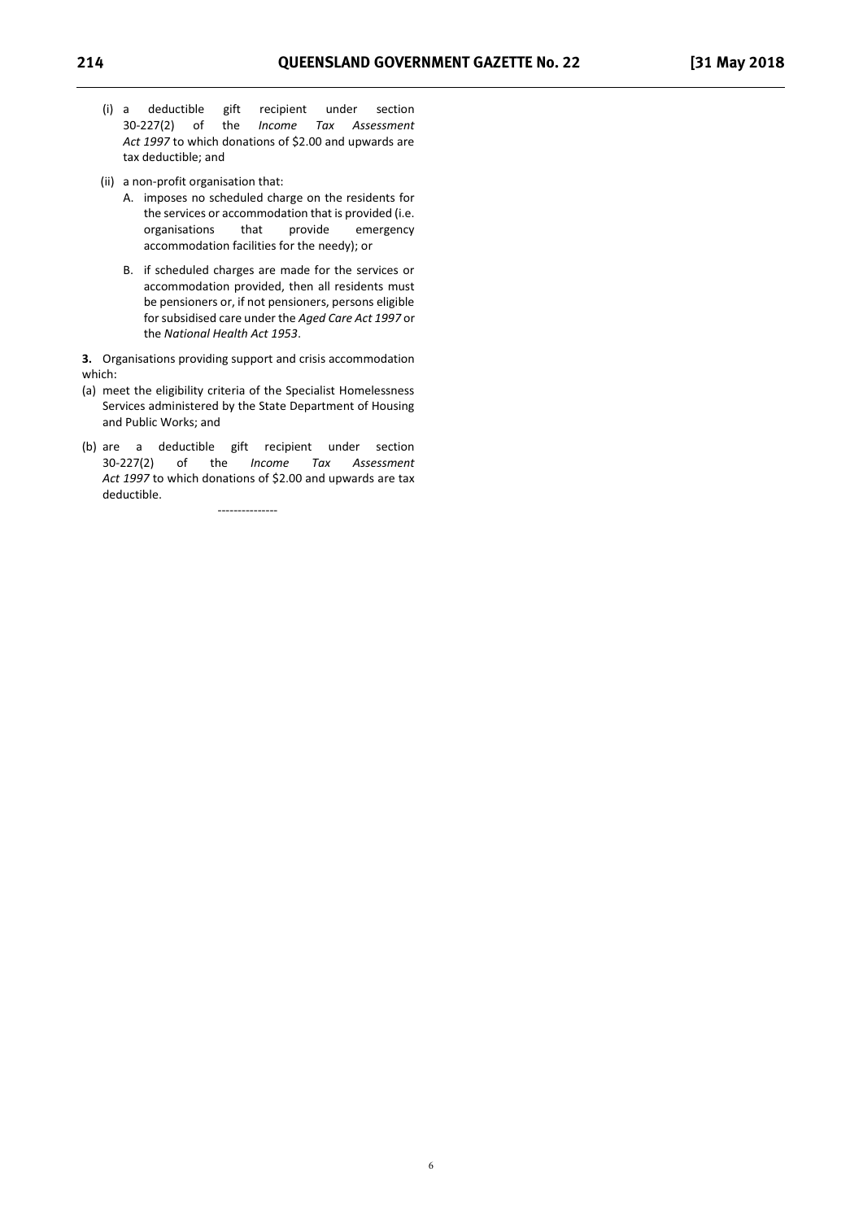- (i) a deductible gift recipient under section 30-227(2) of the *Income Tax Assessment Act 1997* to which donations of $2.00 and upwards are tax deductible; and
- (ii) a non-profit organisation that:
  - A. imposes no scheduled charge on the residents for the services or accommodation that is provided (i.e. organisations that provide emergency accommodation facilities for the needy); or
  - B. if scheduled charges are made for the services or accommodation provided, then all residents must be pensioners or, if not pensioners, persons eligible for subsidised care under the *Aged Care Act 1997* or the *National Health Act 1953*.

**3.** Organisations providing support and crisis accommodation which:

- (a) meet the eligibility criteria of the Specialist Homelessness Services administered by the State Department of Housing and Public Works; and
- (b) are a deductible gift recipient under section 30-227(2) of the *Income Tax Assessment Act 1997* to which donations of $2.00 and upwards are tax deductible.

---------------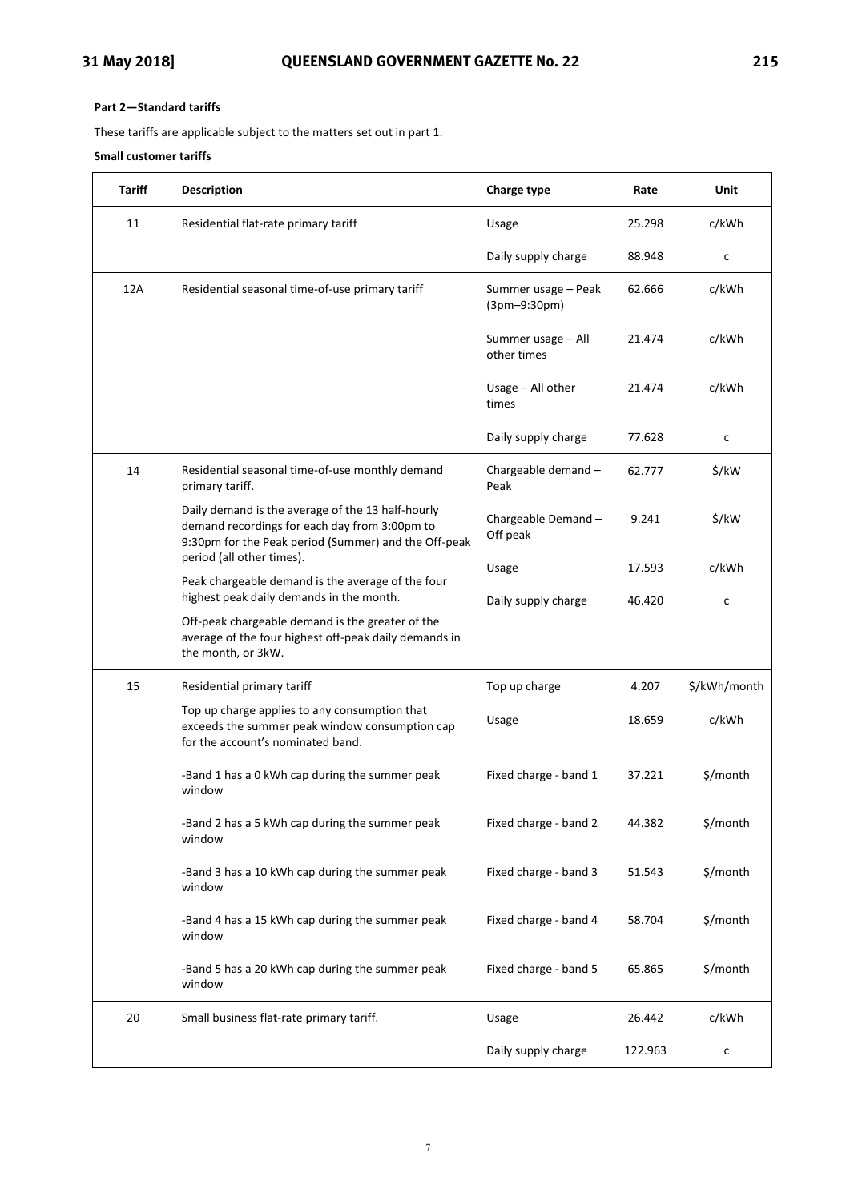**Part 2—Standard tariffs**

These tariffs are applicable subject to the matters set out in part 1.

**Small customer tariffs**

| Tariff | Description | Charge type | Rate | Unit |
|---|---|---|---|---|
| 11 | Residential flat-rate primary tariff | Usage | 25.298 | c/kWh |
| | | Daily supply charge | 88.948 | c |
| 12A | Residential seasonal time-of-use primary tariff | Summer usage – Peak (3pm–9:30pm) | 62.666 | c/kWh |
| | | Summer usage – All other times | 21.474 | c/kWh |
| | | Usage – All other times | 21.474 | c/kWh |
| | | Daily supply charge | 77.628 | c |
| 14 | Residential seasonal time-of-use monthly demand primary tariff. | Chargeable demand – Peak | 62.777 | $/kW |
| | Daily demand is the average of the 13 half-hourly demand recordings for each day from 3:00pm to 9:30pm for the Peak period (Summer) and the Off-peak period (all other times). | Chargeable Demand – Off peak | 9.241 | $/kW |
| | Peak chargeable demand is the average of the four highest peak daily demands in the month. | Usage | 17.593 | c/kWh |
| | Off-peak chargeable demand is the greater of the average of the four highest off-peak daily demands in the month, or 3kW. | Daily supply charge | 46.420 | c |
| 15 | Residential primary tariff | Top up charge | 4.207 | $/kWh/month |
| | Top up charge applies to any consumption that exceeds the summer peak window consumption cap for the account's nominated band. | Usage | 18.659 | c/kWh |
| | -Band 1 has a 0 kWh cap during the summer peak window | Fixed charge - band 1 | 37.221 | $/month |
| | -Band 2 has a 5 kWh cap during the summer peak window | Fixed charge - band 2 | 44.382 | $/month |
| | -Band 3 has a 10 kWh cap during the summer peak window | Fixed charge - band 3 | 51.543 | $/month |
| | -Band 4 has a 15 kWh cap during the summer peak window | Fixed charge - band 4 | 58.704 | $/month |
| | -Band 5 has a 20 kWh cap during the summer peak window | Fixed charge - band 5 | 65.865 | $/month |
| 20 | Small business flat-rate primary tariff. | Usage | 26.442 | c/kWh |
| | | Daily supply charge | 122.963 | c |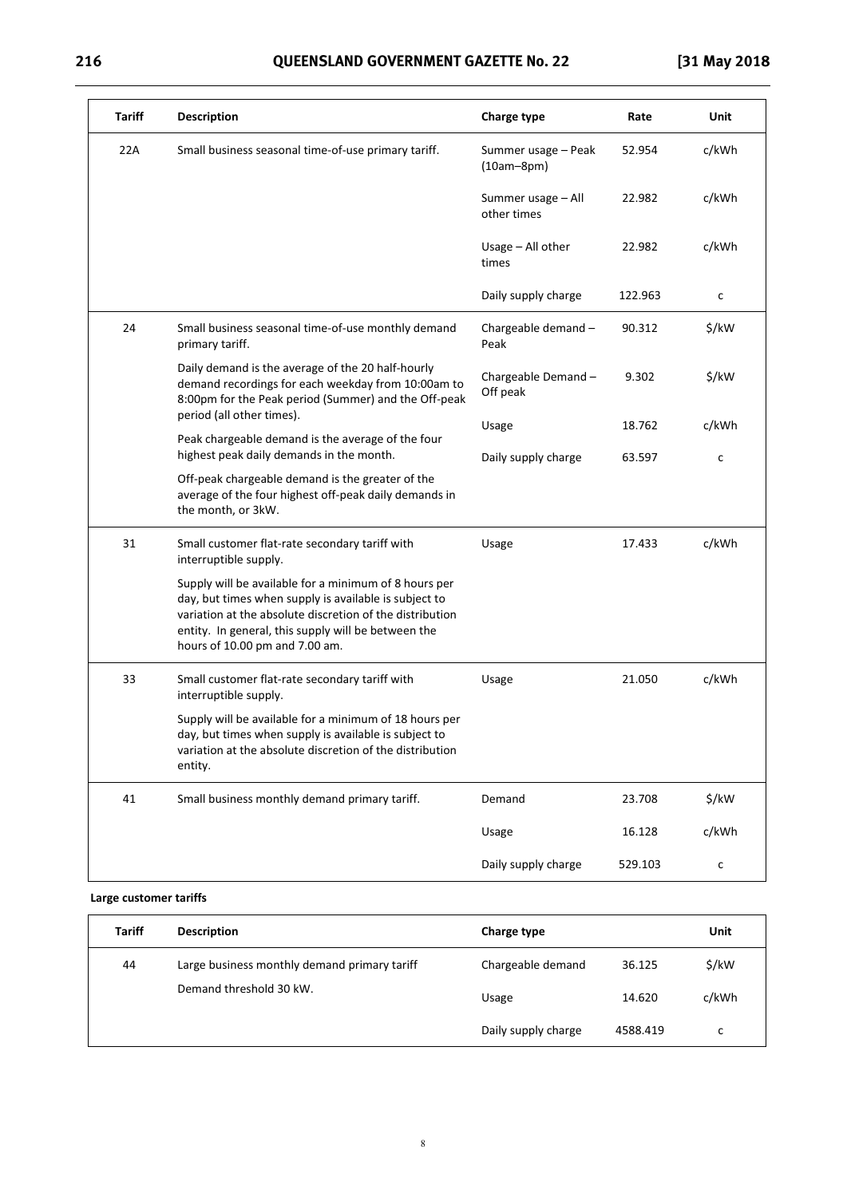| Tariff | Description | Charge type | Rate | Unit |
|---|---|---|---|---|
| 22A | Small business seasonal time-of-use primary tariff. | Summer usage – Peak (10am–8pm) | 52.954 | c/kWh |
| | | Summer usage – All other times | 22.982 | c/kWh |
| | | Usage – All other times | 22.982 | c/kWh |
| | | Daily supply charge | 122.963 | c |
| 24 | Small business seasonal time-of-use monthly demand primary tariff. | Chargeable demand – Peak | 90.312 | $/kW |
| | Daily demand is the average of the 20 half-hourly demand recordings for each weekday from 10:00am to 8:00pm for the Peak period (Summer) and the Off-peak period (all other times). | Chargeable Demand – Off peak | 9.302 | $/kW |
| | Peak chargeable demand is the average of the four highest peak daily demands in the month. | Usage | 18.762 | c/kWh |
| | Off-peak chargeable demand is the greater of the average of the four highest off-peak daily demands in the month, or 3kW. | Daily supply charge | 63.597 | c |
| 31 | Small customer flat-rate secondary tariff with interruptible supply. Supply will be available for a minimum of 8 hours per day, but times when supply is available is subject to variation at the absolute discretion of the distribution entity. In general, this supply will be between the hours of 10.00 pm and 7.00 am. | Usage | 17.433 | c/kWh |
| 33 | Small customer flat-rate secondary tariff with interruptible supply. Supply will be available for a minimum of 18 hours per day, but times when supply is available is subject to variation at the absolute discretion of the distribution entity. | Usage | 21.050 | c/kWh |
| 41 | Small business monthly demand primary tariff. | Demand | 23.708 | $/kW |
| | | Usage | 16.128 | c/kWh |
| | | Daily supply charge | 529.103 | c |

**Large customer tariffs**

| Tariff | Description | Charge type | | Unit |
|---|---|---|---|---|
| 44 | Large business monthly demand primary tariff | Chargeable demand | 36.125 | $/kW |
| | Demand threshold 30 kW. | Usage | 14.620 | c/kWh |
| | | Daily supply charge | 4588.419 | c |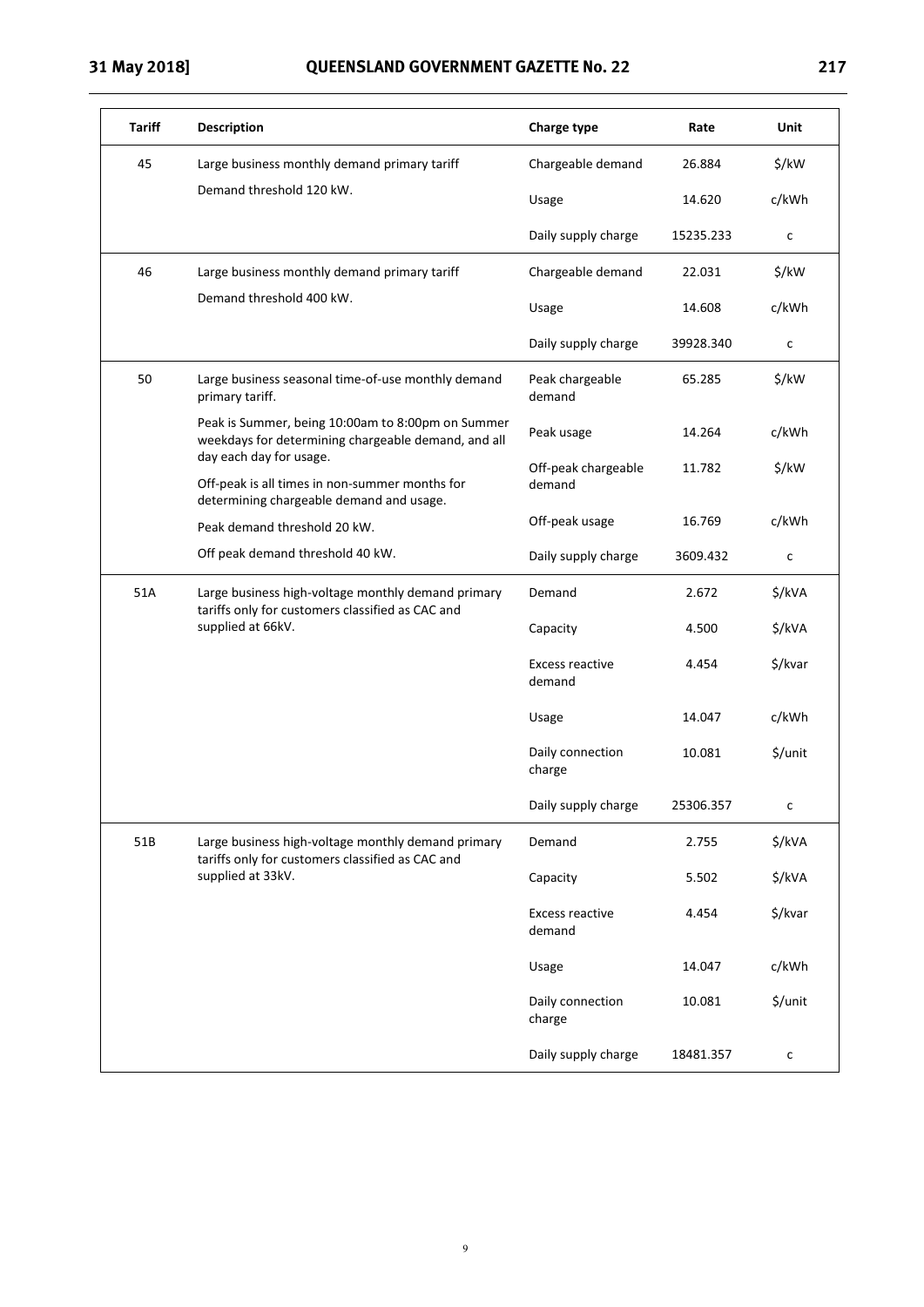| Tariff | Description | Charge type | Rate | Unit |
|---|---|---|---|---|
| 45 | Large business monthly demand primary tariff | Chargeable demand | 26.884 | $/kW |
| | Demand threshold 120 kW. | Usage | 14.620 | c/kWh |
| | | Daily supply charge | 15235.233 | c |
| 46 | Large business monthly demand primary tariff | Chargeable demand | 22.031 | $/kW |
| | Demand threshold 400 kW. | Usage | 14.608 | c/kWh |
| | | Daily supply charge | 39928.340 | c |
| 50 | Large business seasonal time-of-use monthly demand primary tariff. | Peak chargeable demand | 65.285 | $/kW |
| | Peak is Summer, being 10:00am to 8:00pm on Summer weekdays for determining chargeable demand, and all day each day for usage. | Peak usage | 14.264 | c/kWh |
| | Off-peak is all times in non-summer months for determining chargeable demand and usage. | Off-peak chargeable demand | 11.782 | $/kW |
| | Peak demand threshold 20 kW. | Off-peak usage | 16.769 | c/kWh |
| | Off peak demand threshold 40 kW. | Daily supply charge | 3609.432 | c |
| 51A | Large business high-voltage monthly demand primary tariffs only for customers classified as CAC and supplied at 66kV. | Demand | 2.672 | $/kVA |
| | | Capacity | 4.500 | $/kVA |
| | | Excess reactive demand | 4.454 | $/kvar |
| | | Usage | 14.047 | c/kWh |
| | | Daily connection charge | 10.081 | $/unit |
| | | Daily supply charge | 25306.357 | c |
| 51B | Large business high-voltage monthly demand primary tariffs only for customers classified as CAC and supplied at 33kV. | Demand | 2.755 | $/kVA |
| | | Capacity | 5.502 | $/kVA |
| | | Excess reactive demand | 4.454 | $/kvar |
| | | Usage | 14.047 | c/kWh |
| | | Daily connection charge | 10.081 | $/unit |
| | | Daily supply charge | 18481.357 | c |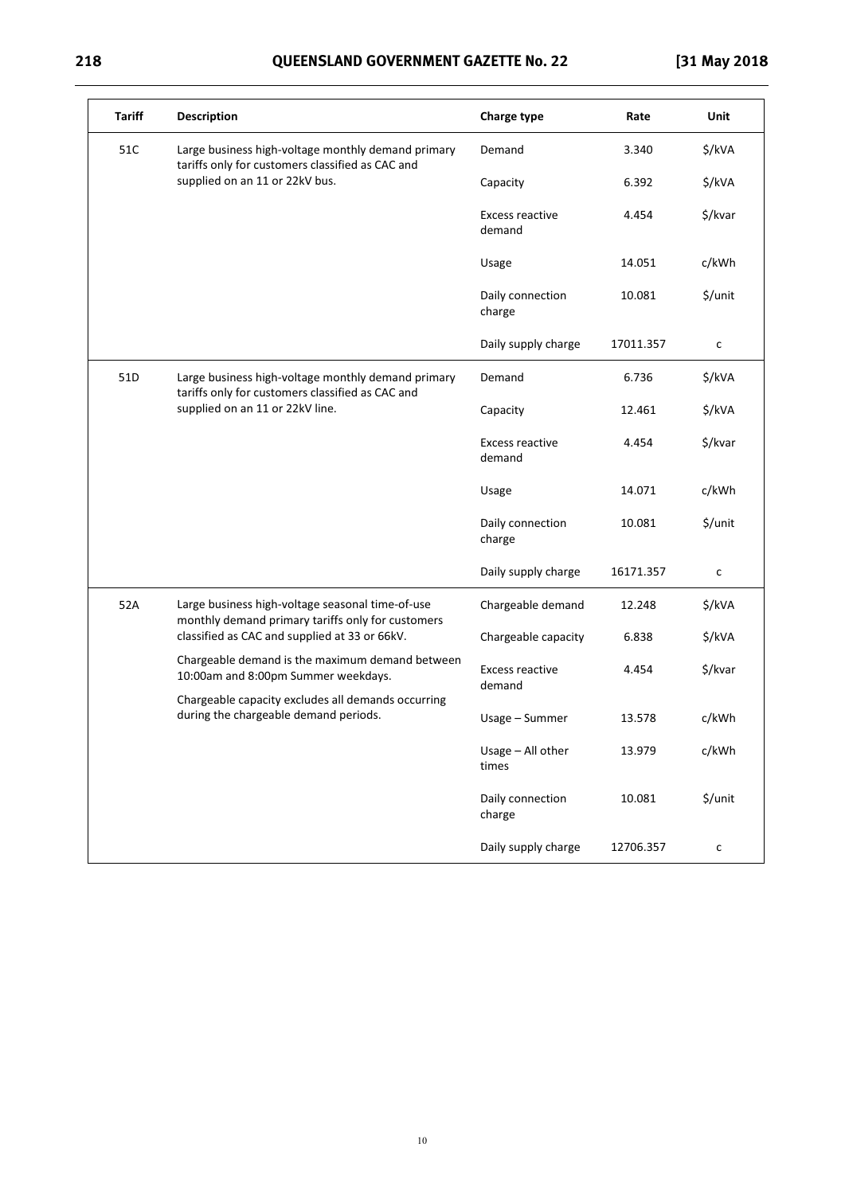| Tariff | Description | Charge type | Rate | Unit |
|---|---|---|---|---|
| 51C | Large business high-voltage monthly demand primary tariffs only for customers classified as CAC and supplied on an 11 or 22kV bus. | Demand | 3.340 | $/kVA |
| | | Capacity | 6.392 | $/kVA |
| | | Excess reactive demand | 4.454 | $/kvar |
| | | Usage | 14.051 | c/kWh |
| | | Daily connection charge | 10.081 | $/unit |
| | | Daily supply charge | 17011.357 | c |
| 51D | Large business high-voltage monthly demand primary tariffs only for customers classified as CAC and supplied on an 11 or 22kV line. | Demand | 6.736 | $/kVA |
| | | Capacity | 12.461 | $/kVA |
| | | Excess reactive demand | 4.454 | $/kvar |
| | | Usage | 14.071 | c/kWh |
| | | Daily connection charge | 10.081 | $/unit |
| | | Daily supply charge | 16171.357 | c |
| 52A | Large business high-voltage seasonal time-of-use monthly demand primary tariffs only for customers classified as CAC and supplied at 33 or 66kV. | Chargeable demand | 12.248 | $/kVA |
| | Chargeable demand is the maximum demand between 10:00am and 8:00pm Summer weekdays. | Chargeable capacity | 6.838 | $/kVA |
| | Chargeable capacity excludes all demands occurring during the chargeable demand periods. | Excess reactive demand | 4.454 | $/kvar |
| | | Usage – Summer | 13.578 | c/kWh |
| | | Usage – All other times | 13.979 | c/kWh |
| | | Daily connection charge | 10.081 | $/unit |
| | | Daily supply charge | 12706.357 | c |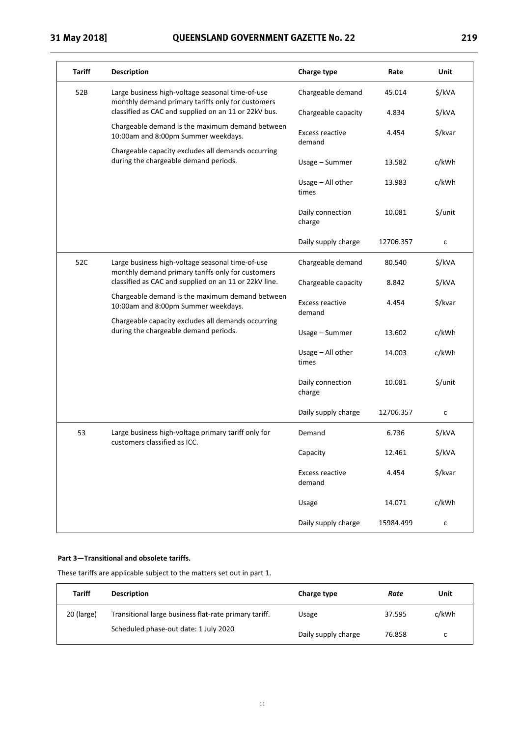| Tariff | Description | Charge type | Rate | Unit |
|---|---|---|---|---|
| 52B | Large business high-voltage seasonal time-of-use monthly demand primary tariffs only for customers classified as CAC and supplied on an 11 or 22kV bus. Chargeable demand is the maximum demand between 10:00am and 8:00pm Summer weekdays. Chargeable capacity excludes all demands occurring during the chargeable demand periods. | Chargeable demand | 45.014 | $/kVA |
| | | Chargeable capacity | 4.834 | $/kVA |
| | | Excess reactive demand | 4.454 | $/kvar |
| | | Usage – Summer | 13.582 | c/kWh |
| | | Usage – All other times | 13.983 | c/kWh |
| | | Daily connection charge | 10.081 | $/unit |
| | | Daily supply charge | 12706.357 | c |
| 52C | Large business high-voltage seasonal time-of-use monthly demand primary tariffs only for customers classified as CAC and supplied on an 11 or 22kV line. Chargeable demand is the maximum demand between 10:00am and 8:00pm Summer weekdays. Chargeable capacity excludes all demands occurring during the chargeable demand periods. | Chargeable demand | 80.540 | $/kVA |
| | | Chargeable capacity | 8.842 | $/kVA |
| | | Excess reactive demand | 4.454 | $/kvar |
| | | Usage – Summer | 13.602 | c/kWh |
| | | Usage – All other times | 14.003 | c/kWh |
| | | Daily connection charge | 10.081 | $/unit |
| | | Daily supply charge | 12706.357 | c |
| 53 | Large business high-voltage primary tariff only for customers classified as ICC. | Demand | 6.736 | $/kVA |
| | | Capacity | 12.461 | $/kVA |
| | | Excess reactive demand | 4.454 | $/kvar |
| | | Usage | 14.071 | c/kWh |
| | | Daily supply charge | 15984.499 | c |

**Part 3—Transitional and obsolete tariffs.**

These tariffs are applicable subject to the matters set out in part 1.

| Tariff | Description | Charge type | *Rate* | Unit |
|---|---|---|---|---|
| 20 (large) | Transitional large business flat-rate primary tariff. Scheduled phase-out date: 1 July 2020 | Usage | 37.595 | c/kWh |
| | | Daily supply charge | 76.858 | c |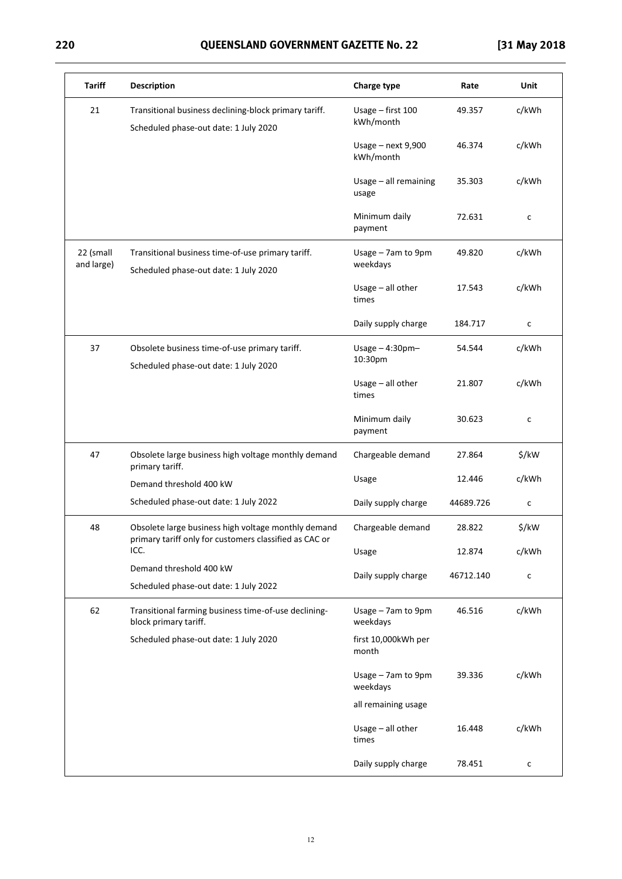| Tariff | Description | Charge type | Rate | Unit |
|---|---|---|---|---|
| 21 | Transitional business declining-block primary tariff.<br>Scheduled phase-out date: 1 July 2020 | Usage – first 100 kWh/month | 49.357 | c/kWh |
| | | Usage – next 9,900 kWh/month | 46.374 | c/kWh |
| | | Usage – all remaining usage | 35.303 | c/kWh |
| | | Minimum daily payment | 72.631 | c |
| 22 (small and large) | Transitional business time-of-use primary tariff.<br>Scheduled phase-out date: 1 July 2020 | Usage – 7am to 9pm weekdays | 49.820 | c/kWh |
| | | Usage – all other times | 17.543 | c/kWh |
| | | Daily supply charge | 184.717 | c |
| 37 | Obsolete business time-of-use primary tariff.<br>Scheduled phase-out date: 1 July 2020 | Usage – 4:30pm–10:30pm | 54.544 | c/kWh |
| | | Usage – all other times | 21.807 | c/kWh |
| | | Minimum daily payment | 30.623 | c |
| 47 | Obsolete large business high voltage monthly demand primary tariff. | Chargeable demand | 27.864 | $/kW |
| | Demand threshold 400 kW | Usage | 12.446 | c/kWh |
| | Scheduled phase-out date: 1 July 2022 | Daily supply charge | 44689.726 | c |
| 48 | Obsolete large business high voltage monthly demand primary tariff only for customers classified as CAC or ICC. | Chargeable demand | 28.822 | $/kW |
| | | Usage | 12.874 | c/kWh |
| | Demand threshold 400 kW<br>Scheduled phase-out date: 1 July 2022 | Daily supply charge | 46712.140 | c |
| 62 | Transitional farming business time-of-use declining-block primary tariff.<br>Scheduled phase-out date: 1 July 2020 | Usage – 7am to 9pm weekdays<br>first 10,000kWh per month | 46.516 | c/kWh |
| | | Usage – 7am to 9pm weekdays<br>all remaining usage | 39.336 | c/kWh |
| | | Usage – all other times | 16.448 | c/kWh |
| | | Daily supply charge | 78.451 | c |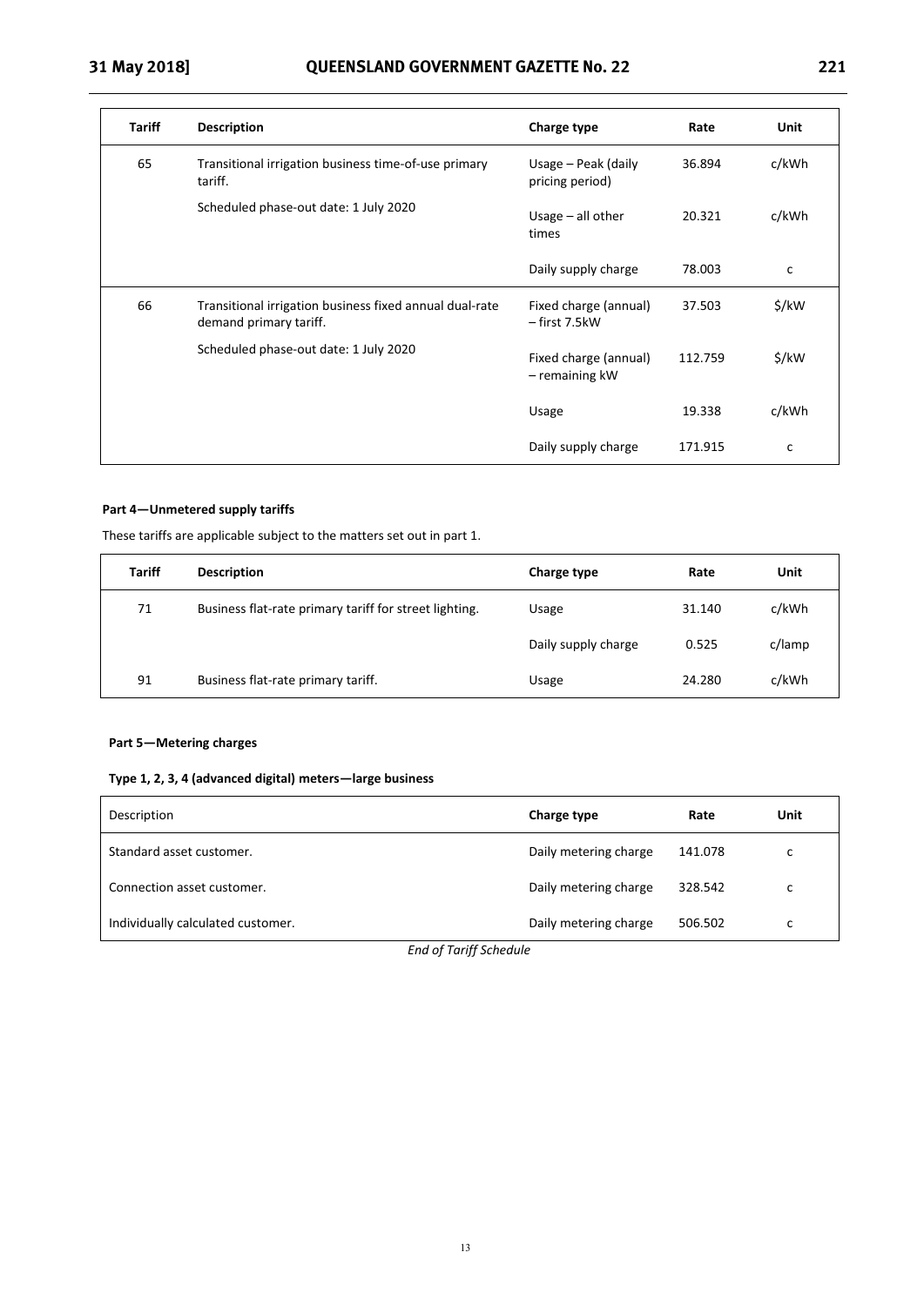| Tariff | Description | Charge type | Rate | Unit |
|---|---|---|---|---|
| 65 | Transitional irrigation business time-of-use primary tariff. | Usage – Peak (daily pricing period) | 36.894 | c/kWh |
| | Scheduled phase-out date: 1 July 2020 | Usage – all other times | 20.321 | c/kWh |
| | | Daily supply charge | 78.003 | c |
| 66 | Transitional irrigation business fixed annual dual-rate demand primary tariff. | Fixed charge (annual) – first 7.5kW | 37.503 | $/kW |
| | Scheduled phase-out date: 1 July 2020 | Fixed charge (annual) – remaining kW | 112.759 | $/kW |
| | | Usage | 19.338 | c/kWh |
| | | Daily supply charge | 171.915 | c |

#### Part 4—Unmetered supply tariffs

These tariffs are applicable subject to the matters set out in part 1.

| Tariff | Description | Charge type | Rate | Unit |
|---|---|---|---|---|
| 71 | Business flat-rate primary tariff for street lighting. | Usage | 31.140 | c/kWh |
| | | Daily supply charge | 0.525 | c/lamp |
| 91 | Business flat-rate primary tariff. | Usage | 24.280 | c/kWh |

#### Part 5—Metering charges

#### Type 1, 2, 3, 4 (advanced digital) meters—large business

| Description | Charge type | Rate | Unit |
|---|---|---|---|
| Standard asset customer. | Daily metering charge | 141.078 | c |
| Connection asset customer. | Daily metering charge | 328.542 | c |
| Individually calculated customer. | Daily metering charge | 506.502 | c |

*End of Tariff Schedule*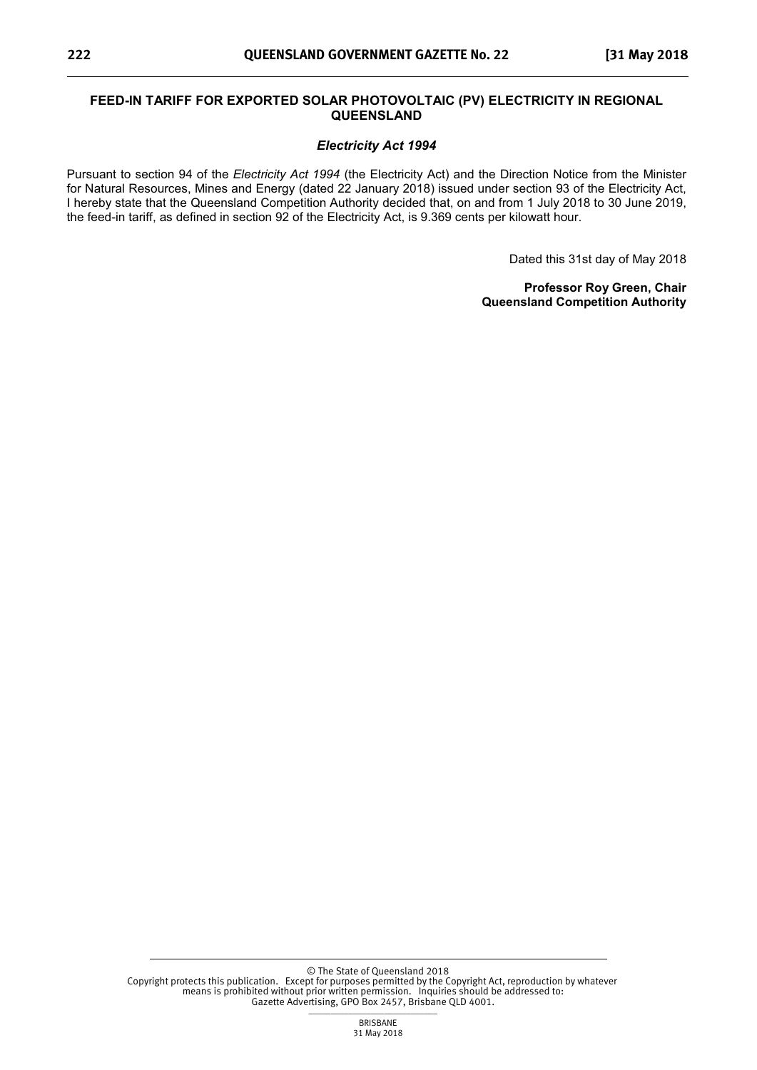## FEED-IN TARIFF FOR EXPORTED SOLAR PHOTOVOLTAIC (PV) ELECTRICITY IN REGIONAL QUEENSLAND

***Electricity Act 1994***

Pursuant to section 94 of the *Electricity Act 1994* (the Electricity Act) and the Direction Notice from the Minister for Natural Resources, Mines and Energy (dated 22 January 2018) issued under section 93 of the Electricity Act, I hereby state that the Queensland Competition Authority decided that, on and from 1 July 2018 to 30 June 2019, the feed-in tariff, as defined in section 92 of the Electricity Act, is 9.369 cents per kilowatt hour.

Dated this 31st day of May 2018

**Professor Roy Green, Chair**
**Queensland Competition Authority**

© The State of Queensland 2018
Copyright protects this publication. Except for purposes permitted by the Copyright Act, reproduction by whatever means is prohibited without prior written permission. Inquiries should be addressed to:
Gazette Advertising, GPO Box 2457, Brisbane QLD 4001.

BRISBANE
31 May 2018